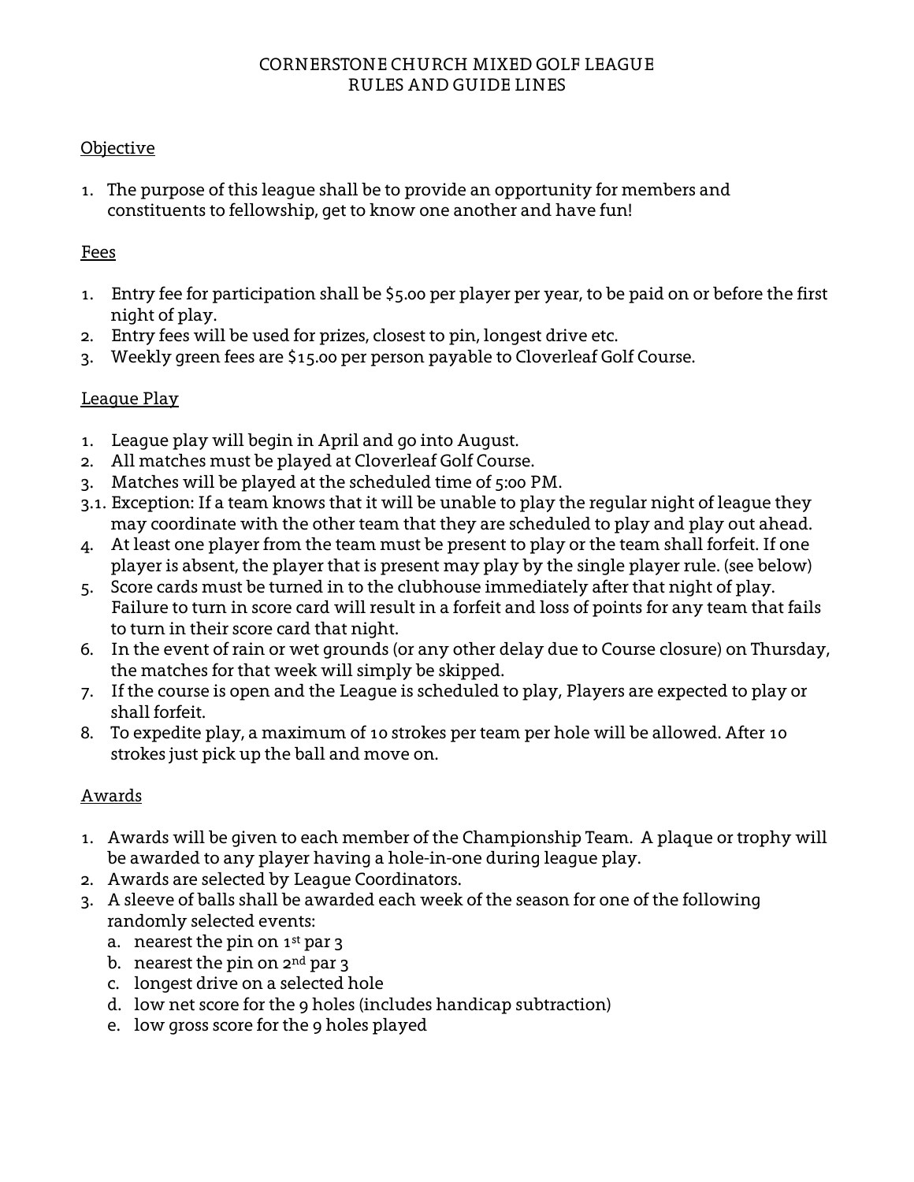# CORNERSTONE CHURCH MIXED GOLF LEAGUE
# RULES AND GUIDE LINES

## Objective

1. The purpose of this league shall be to provide an opportunity for members and constituents to fellowship, get to know one another and have fun!

## Fees

1. Entry fee for participation shall be $5.00 per player per year, to be paid on or before the first night of play.
2. Entry fees will be used for prizes, closest to pin, longest drive etc.
3. Weekly green fees are $15.00 per person payable to Cloverleaf Golf Course.

## League Play

1. League play will begin in April and go into August.
2. All matches must be played at Cloverleaf Golf Course.
3. Matches will be played at the scheduled time of 5:00 PM.

   3.1. Exception: If a team knows that it will be unable to play the regular night of league they may coordinate with the other team that they are scheduled to play and play out ahead.
4. At least one player from the team must be present to play or the team shall forfeit. If one player is absent, the player that is present may play by the single player rule. (see below)
5. Score cards must be turned in to the clubhouse immediately after that night of play. Failure to turn in score card will result in a forfeit and loss of points for any team that fails to turn in their score card that night.
6. In the event of rain or wet grounds (or any other delay due to Course closure) on Thursday, the matches for that week will simply be skipped.
7. If the course is open and the League is scheduled to play, Players are expected to play or shall forfeit.
8. To expedite play, a maximum of 10 strokes per team per hole will be allowed. After 10 strokes just pick up the ball and move on.

## Awards

1. Awards will be given to each member of the Championship Team. A plaque or trophy will be awarded to any player having a hole-in-one during league play.
2. Awards are selected by League Coordinators.
3. A sleeve of balls shall be awarded each week of the season for one of the following randomly selected events:
   a. nearest the pin on 1st par 3
   b. nearest the pin on 2nd par 3
   c. longest drive on a selected hole
   d. low net score for the 9 holes (includes handicap subtraction)
   e. low gross score for the 9 holes played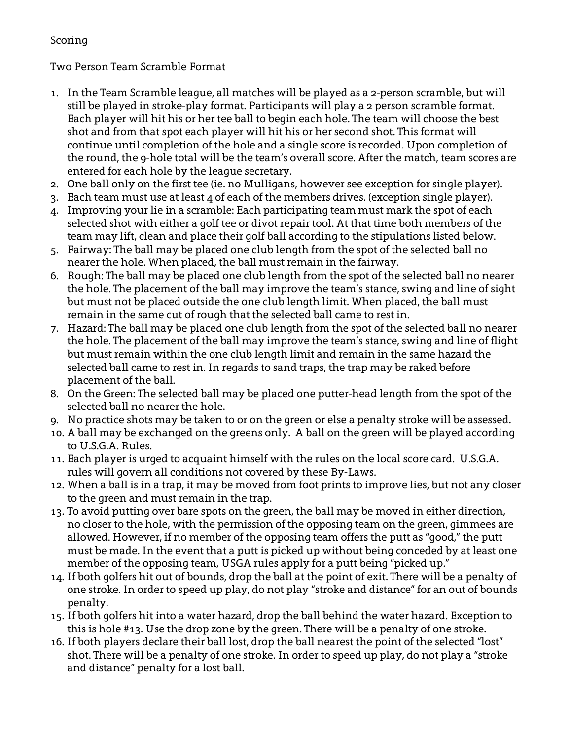<u>Scoring</u>

Two Person Team Scramble Format

1. In the Team Scramble league, all matches will be played as a 2-person scramble, but will still be played in stroke-play format. Participants will play a 2 person scramble format. Each player will hit his or her tee ball to begin each hole. The team will choose the best shot and from that spot each player will hit his or her second shot. This format will continue until completion of the hole and a single score is recorded. Upon completion of the round, the 9-hole total will be the team's overall score. After the match, team scores are entered for each hole by the league secretary.
2. One ball only on the first tee (ie. no Mulligans, however see exception for single player).
3. Each team must use at least 4 of each of the members drives. (exception single player).
4. Improving your lie in a scramble: Each participating team must mark the spot of each selected shot with either a golf tee or divot repair tool. At that time both members of the team may lift, clean and place their golf ball according to the stipulations listed below.
5. Fairway: The ball may be placed one club length from the spot of the selected ball no nearer the hole. When placed, the ball must remain in the fairway.
6. Rough: The ball may be placed one club length from the spot of the selected ball no nearer the hole. The placement of the ball may improve the team's stance, swing and line of sight but must not be placed outside the one club length limit. When placed, the ball must remain in the same cut of rough that the selected ball came to rest in.
7. Hazard: The ball may be placed one club length from the spot of the selected ball no nearer the hole. The placement of the ball may improve the team's stance, swing and line of flight but must remain within the one club length limit and remain in the same hazard the selected ball came to rest in. In regards to sand traps, the trap may be raked before placement of the ball.
8. On the Green: The selected ball may be placed one putter-head length from the spot of the selected ball no nearer the hole.
9. No practice shots may be taken to or on the green or else a penalty stroke will be assessed.
10. A ball may be exchanged on the greens only. A ball on the green will be played according to U.S.G.A. Rules.
11. Each player is urged to acquaint himself with the rules on the local score card. U.S.G.A. rules will govern all conditions not covered by these By-Laws.
12. When a ball is in a trap, it may be moved from foot prints to improve lies, but not any closer to the green and must remain in the trap.
13. To avoid putting over bare spots on the green, the ball may be moved in either direction, no closer to the hole, with the permission of the opposing team on the green, gimmees are allowed. However, if no member of the opposing team offers the putt as "good," the putt must be made. In the event that a putt is picked up without being conceded by at least one member of the opposing team, USGA rules apply for a putt being "picked up."
14. If both golfers hit out of bounds, drop the ball at the point of exit. There will be a penalty of one stroke. In order to speed up play, do not play "stroke and distance" for an out of bounds penalty.
15. If both golfers hit into a water hazard, drop the ball behind the water hazard. Exception to this is hole #13. Use the drop zone by the green. There will be a penalty of one stroke.
16. If both players declare their ball lost, drop the ball nearest the point of the selected "lost" shot. There will be a penalty of one stroke. In order to speed up play, do not play a "stroke and distance" penalty for a lost ball.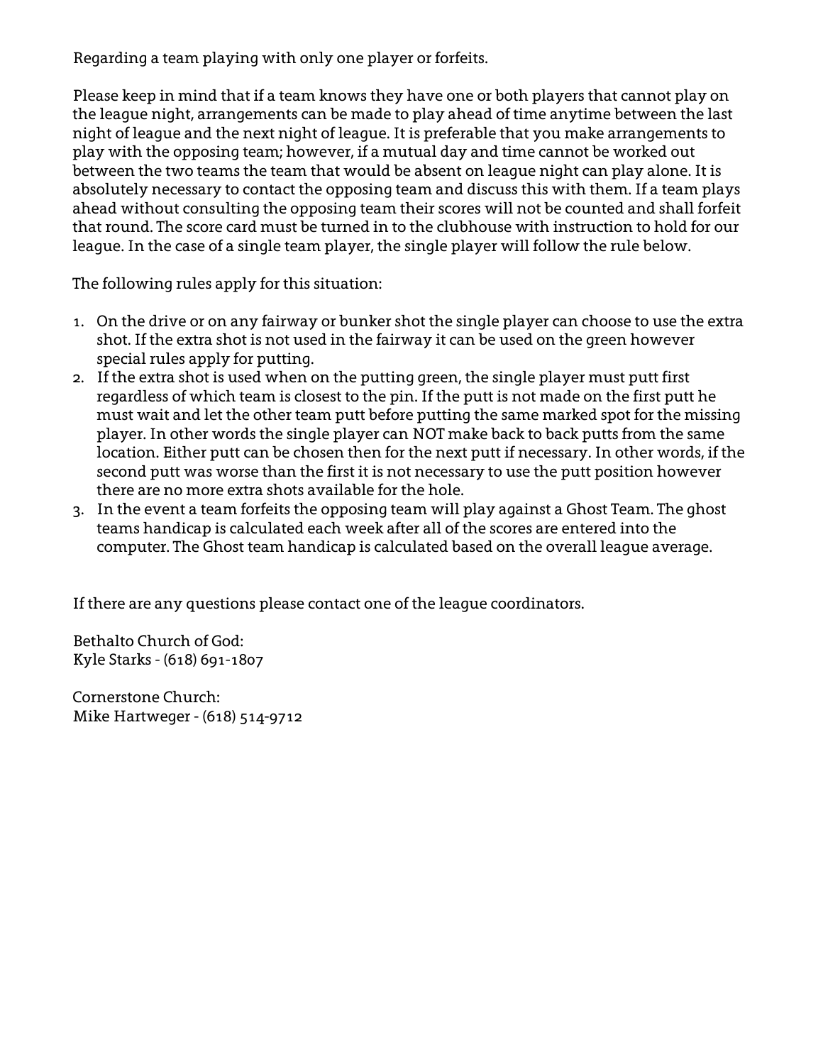Regarding a team playing with only one player or forfeits.

Please keep in mind that if a team knows they have one or both players that cannot play on the league night, arrangements can be made to play ahead of time anytime between the last night of league and the next night of league. It is preferable that you make arrangements to play with the opposing team; however, if a mutual day and time cannot be worked out between the two teams the team that would be absent on league night can play alone. It is absolutely necessary to contact the opposing team and discuss this with them. If a team plays ahead without consulting the opposing team their scores will not be counted and shall forfeit that round. The score card must be turned in to the clubhouse with instruction to hold for our league. In the case of a single team player, the single player will follow the rule below.

The following rules apply for this situation:

1. On the drive or on any fairway or bunker shot the single player can choose to use the extra shot. If the extra shot is not used in the fairway it can be used on the green however special rules apply for putting.
2. If the extra shot is used when on the putting green, the single player must putt first regardless of which team is closest to the pin. If the putt is not made on the first putt he must wait and let the other team putt before putting the same marked spot for the missing player. In other words the single player can NOT make back to back putts from the same location. Either putt can be chosen then for the next putt if necessary. In other words, if the second putt was worse than the first it is not necessary to use the putt position however there are no more extra shots available for the hole.
3. In the event a team forfeits the opposing team will play against a Ghost Team. The ghost teams handicap is calculated each week after all of the scores are entered into the computer. The Ghost team handicap is calculated based on the overall league average.

If there are any questions please contact one of the league coordinators.

Bethalto Church of God:
Kyle Starks - (618) 691-1807

Cornerstone Church:
Mike Hartweger - (618) 514-9712